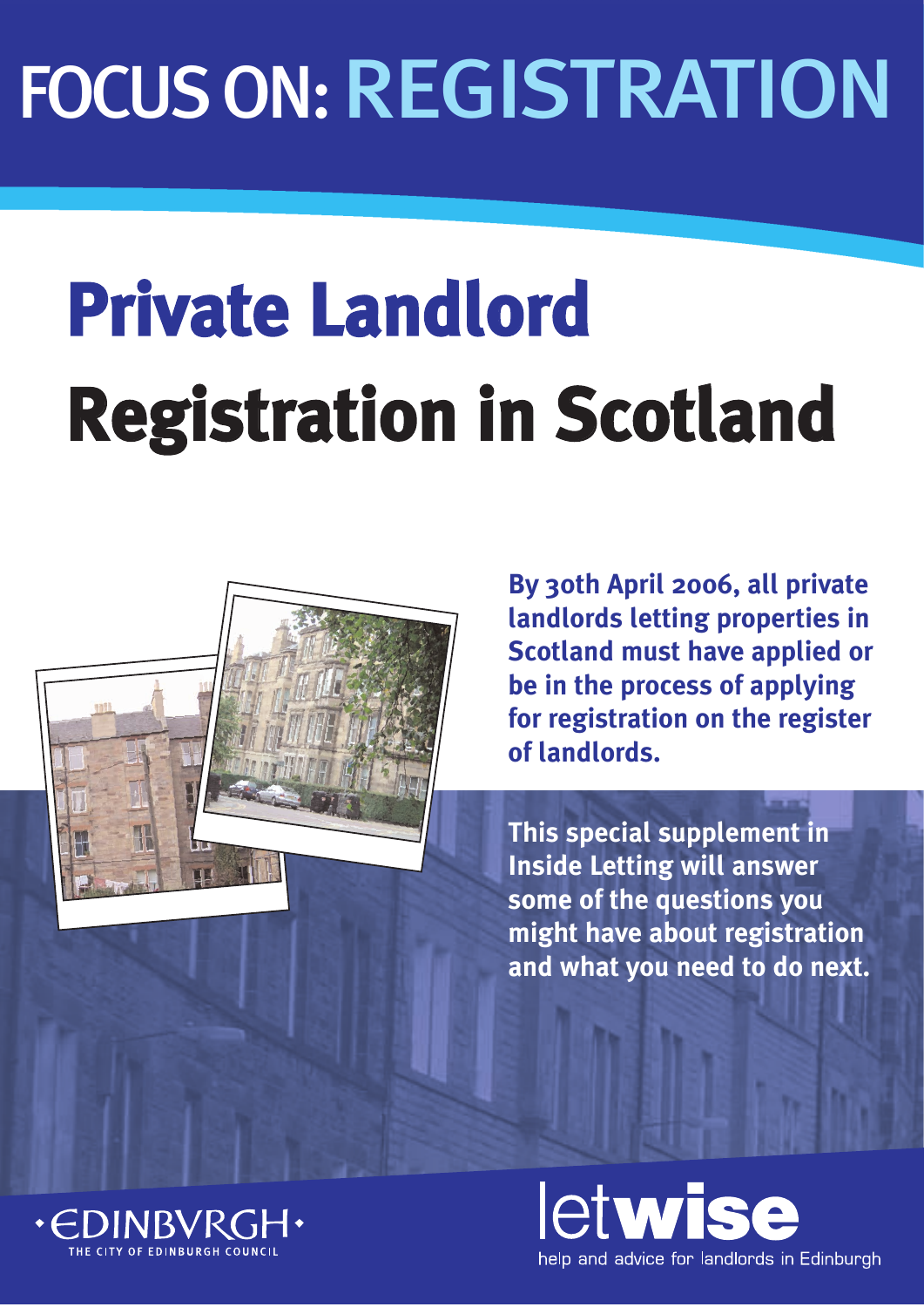# FOCUS ON: REGISTRATION

# Private Landlord Registration in Scotland

**By 30th April 2006, all private landlords letting properties in Scotland must have applied or be in the process of applying for registration on the register of landlords.**

**This special supplement in Inside Letting will answer some of the questions you might have about registration and what you need to do next.**

EDINBVRGH
THE CITY OF EDINBURGH COUNCIL

letwise
help and advice for landlords in Edinburgh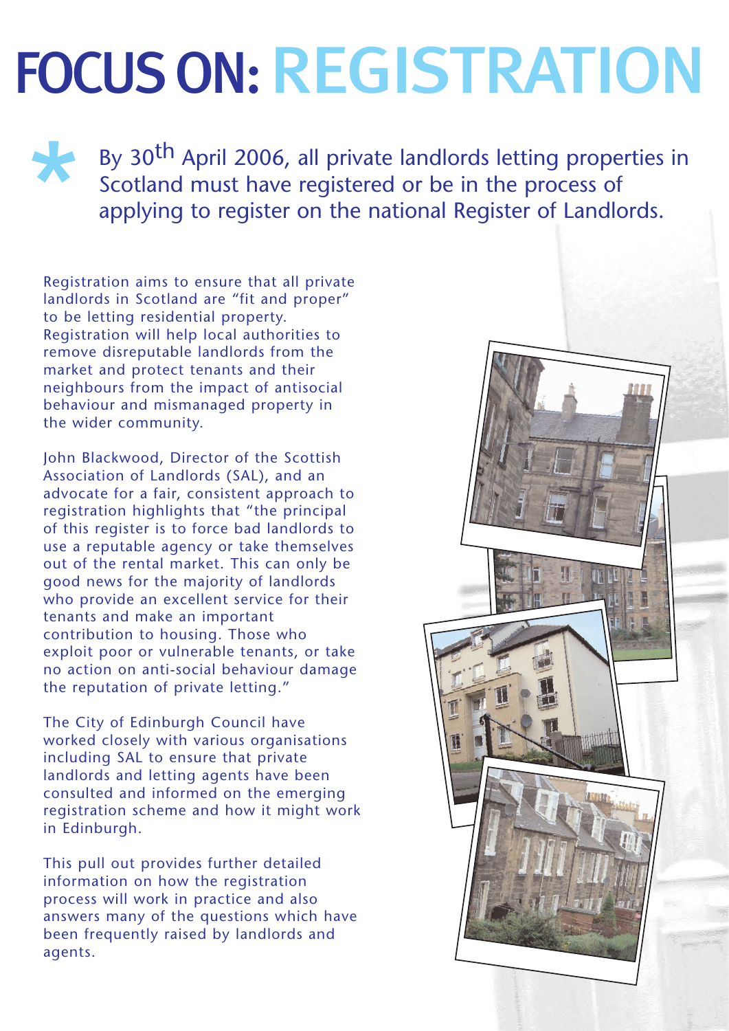# FOCUS ON: REGISTRATION

*By 30th April 2006, all private landlords letting properties in Scotland must have registered or be in the process of applying to register on the national Register of Landlords.*

Registration aims to ensure that all private landlords in Scotland are "fit and proper" to be letting residential property. Registration will help local authorities to remove disreputable landlords from the market and protect tenants and their neighbours from the impact of antisocial behaviour and mismanaged property in the wider community.

John Blackwood, Director of the Scottish Association of Landlords (SAL), and an advocate for a fair, consistent approach to registration highlights that "the principal of this register is to force bad landlords to use a reputable agency or take themselves out of the rental market. This can only be good news for the majority of landlords who provide an excellent service for their tenants and make an important contribution to housing. Those who exploit poor or vulnerable tenants, or take no action on anti-social behaviour damage the reputation of private letting."

The City of Edinburgh Council have worked closely with various organisations including SAL to ensure that private landlords and letting agents have been consulted and informed on the emerging registration scheme and how it might work in Edinburgh.

This pull out provides further detailed information on how the registration process will work in practice and also answers many of the questions which have been frequently raised by landlords and agents.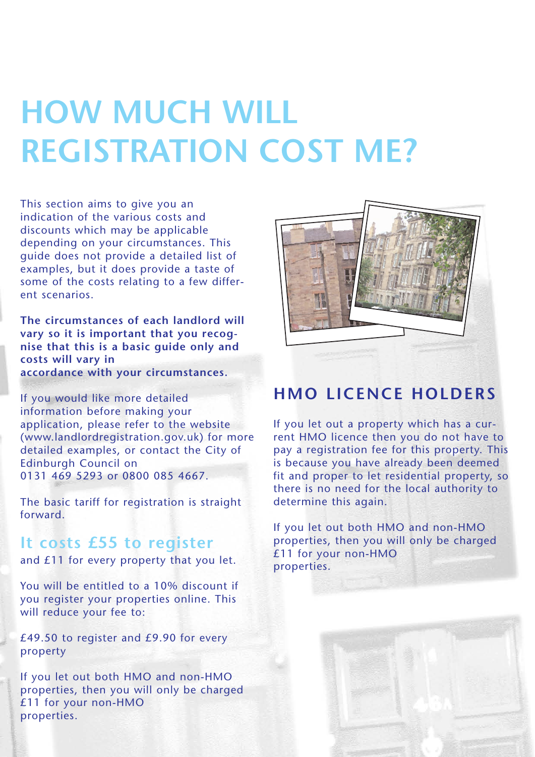# HOW MUCH WILL REGISTRATION COST ME?

This section aims to give you an indication of the various costs and discounts which may be applicable depending on your circumstances. This guide does not provide a detailed list of examples, but it does provide a taste of some of the costs relating to a few different scenarios.

**The circumstances of each landlord will vary so it is important that you recognise that this is a basic guide only and costs will vary in accordance with your circumstances.**

If you would like more detailed information before making your application, please refer to the website (www.landlordregistration.gov.uk) for more detailed examples, or contact the City of Edinburgh Council on 0131 469 5293 or 0800 085 4667.

The basic tariff for registration is straight forward.

## It costs £55 to register

and £11 for every property that you let.

You will be entitled to a 10% discount if you register your properties online. This will reduce your fee to:

£49.50 to register and £9.90 for every property

If you let out both HMO and non-HMO properties, then you will only be charged £11 for your non-HMO properties.

## HMO LICENCE HOLDERS

If you let out a property which has a current HMO licence then you do not have to pay a registration fee for this property. This is because you have already been deemed fit and proper to let residential property, so there is no need for the local authority to determine this again.

If you let out both HMO and non-HMO properties, then you will only be charged £11 for your non-HMO properties.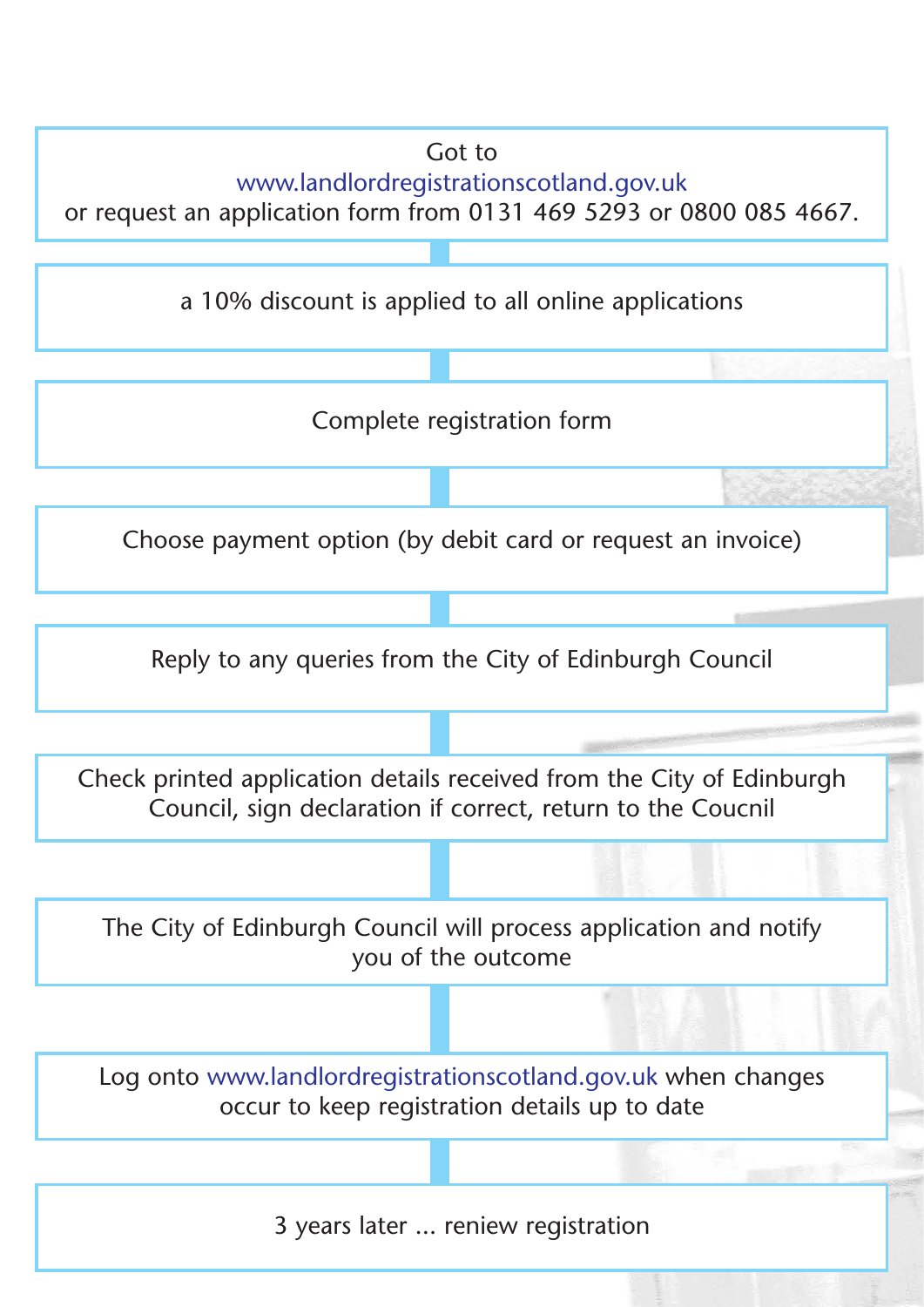Got to
www.landlordregistrationscotland.gov.uk
or request an application form from 0131 469 5293 or 0800 085 4667.

a 10% discount is applied to all online applications

Complete registration form

Choose payment option (by debit card or request an invoice)

Reply to any queries from the City of Edinburgh Council

Check printed application details received from the City of Edinburgh Council, sign declaration if correct, return to the Coucnil

The City of Edinburgh Council will process application and notify you of the outcome

Log onto www.landlordregistrationscotland.gov.uk when changes occur to keep registration details up to date

3 years later ... reniew registration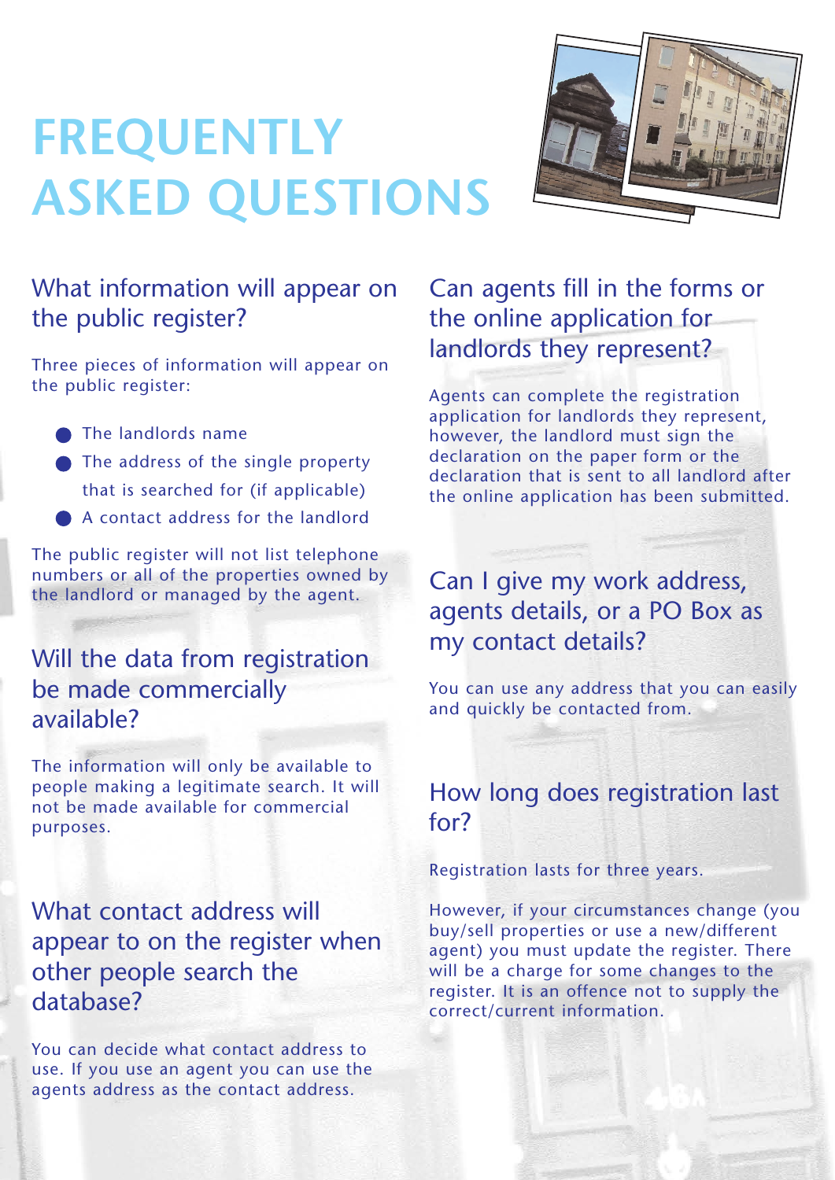# FREQUENTLY ASKED QUESTIONS

## What information will appear on the public register?

Three pieces of information will appear on the public register:

- The landlords name
- The address of the single property that is searched for (if applicable)
- A contact address for the landlord

The public register will not list telephone numbers or all of the properties owned by the landlord or managed by the agent.

## Will the data from registration be made commercially available?

The information will only be available to people making a legitimate search. It will not be made available for commercial purposes.

## What contact address will appear to on the register when other people search the database?

You can decide what contact address to use. If you use an agent you can use the agents address as the contact address.

## Can agents fill in the forms or the online application for landlords they represent?

Agents can complete the registration application for landlords they represent, however, the landlord must sign the declaration on the paper form or the declaration that is sent to all landlord after the online application has been submitted.

## Can I give my work address, agents details, or a PO Box as my contact details?

You can use any address that you can easily and quickly be contacted from.

## How long does registration last for?

Registration lasts for three years.

However, if your circumstances change (you buy/sell properties or use a new/different agent) you must update the register. There will be a charge for some changes to the register. It is an offence not to supply the correct/current information.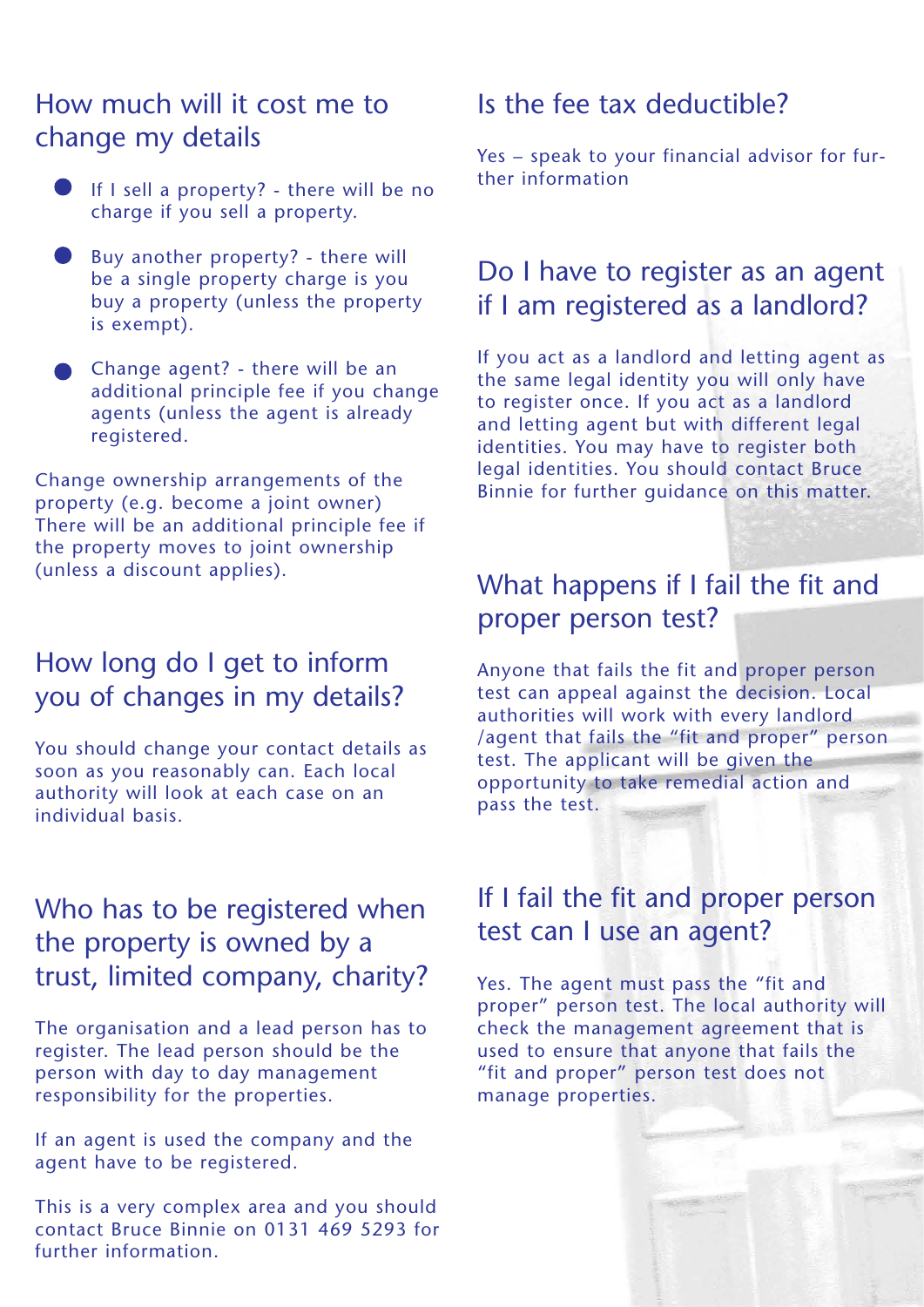## How much will it cost me to change my details

- If I sell a property? - there will be no charge if you sell a property.
- Buy another property? - there will be a single property charge is you buy a property (unless the property is exempt).
- Change agent? - there will be an additional principle fee if you change agents (unless the agent is already registered.

Change ownership arrangements of the property (e.g. become a joint owner) There will be an additional principle fee if the property moves to joint ownership (unless a discount applies).

## How long do I get to inform you of changes in my details?

You should change your contact details as soon as you reasonably can. Each local authority will look at each case on an individual basis.

## Who has to be registered when the property is owned by a trust, limited company, charity?

The organisation and a lead person has to register. The lead person should be the person with day to day management responsibility for the properties.

If an agent is used the company and the agent have to be registered.

This is a very complex area and you should contact Bruce Binnie on 0131 469 5293 for further information.

## Is the fee tax deductible?

Yes – speak to your financial advisor for further information

## Do I have to register as an agent if I am registered as a landlord?

If you act as a landlord and letting agent as the same legal identity you will only have to register once. If you act as a landlord and letting agent but with different legal identities. You may have to register both legal identities. You should contact Bruce Binnie for further guidance on this matter.

## What happens if I fail the fit and proper person test?

Anyone that fails the fit and proper person test can appeal against the decision. Local authorities will work with every landlord /agent that fails the "fit and proper" person test. The applicant will be given the opportunity to take remedial action and pass the test.

## If I fail the fit and proper person test can I use an agent?

Yes. The agent must pass the "fit and proper" person test. The local authority will check the management agreement that is used to ensure that anyone that fails the "fit and proper" person test does not manage properties.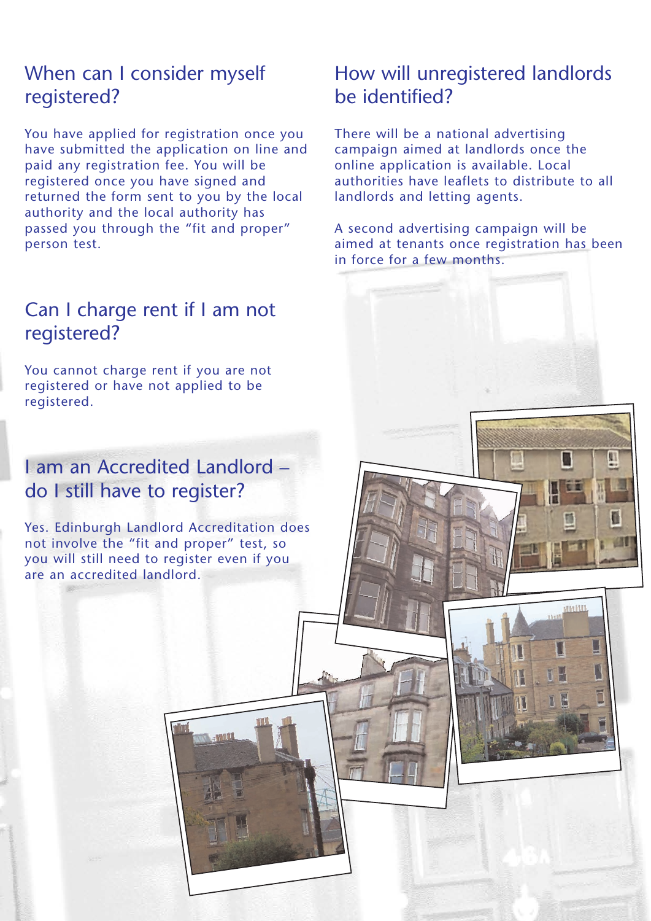## When can I consider myself registered?

You have applied for registration once you have submitted the application on line and paid any registration fee. You will be registered once you have signed and returned the form sent to you by the local authority and the local authority has passed you through the "fit and proper" person test.

## Can I charge rent if I am not registered?

You cannot charge rent if you are not registered or have not applied to be registered.

## I am an Accredited Landlord – do I still have to register?

Yes. Edinburgh Landlord Accreditation does not involve the "fit and proper" test, so you will still need to register even if you are an accredited landlord.

## How will unregistered landlords be identified?

There will be a national advertising campaign aimed at landlords once the online application is available. Local authorities have leaflets to distribute to all landlords and letting agents.

A second advertising campaign will be aimed at tenants once registration has been in force for a few months.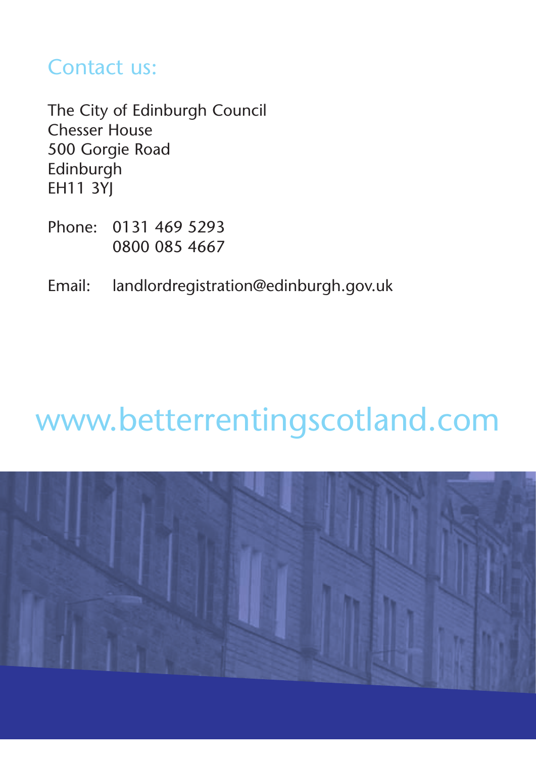## Contact us:

The City of Edinburgh Council
Chesser House
500 Gorgie Road
Edinburgh
EH11 3YJ

Phone: 0131 469 5293
0800 085 4667

Email: landlordregistration@edinburgh.gov.uk

# www.betterrentingscotland.com